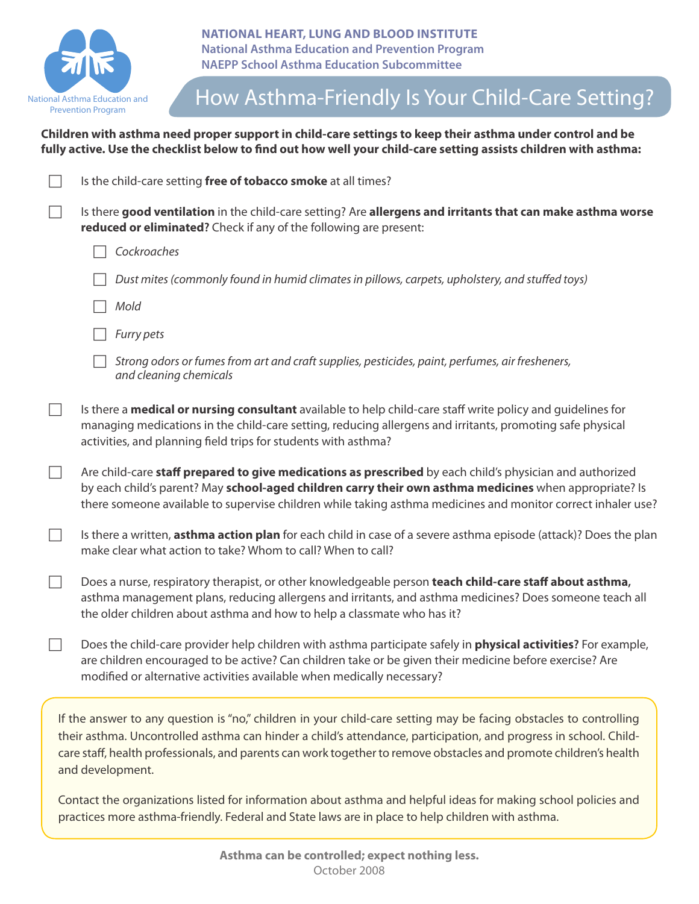**NATIONAL HEART, LUNG AND BLOOD INSTITUTE**
**National Asthma Education and Prevention Program**
**NAEPP School Asthma Education Subcommittee**

National Asthma Education and Prevention Program

# How Asthma-Friendly Is Your Child-Care Setting?

**Children with asthma need proper support in child-care settings to keep their asthma under control and be fully active. Use the checklist below to find out how well your child-care setting assists children with asthma:**

- ☐ Is the child-care setting **free of tobacco smoke** at all times?
- ☐ Is there **good ventilation** in the child-care setting? Are **allergens and irritants that can make asthma worse reduced or eliminated?** Check if any of the following are present:
  - ☐ *Cockroaches*
  - ☐ *Dust mites (commonly found in humid climates in pillows, carpets, upholstery, and stuffed toys)*
  - ☐ *Mold*
  - ☐ *Furry pets*
  - ☐ *Strong odors or fumes from art and craft supplies, pesticides, paint, perfumes, air fresheners, and cleaning chemicals*
- ☐ Is there a **medical or nursing consultant** available to help child-care staff write policy and guidelines for managing medications in the child-care setting, reducing allergens and irritants, promoting safe physical activities, and planning field trips for students with asthma?
- ☐ Are child-care **staff prepared to give medications as prescribed** by each child's physician and authorized by each child's parent? May **school-aged children carry their own asthma medicines** when appropriate? Is there someone available to supervise children while taking asthma medicines and monitor correct inhaler use?
- ☐ Is there a written, **asthma action plan** for each child in case of a severe asthma episode (attack)? Does the plan make clear what action to take? Whom to call? When to call?
- ☐ Does a nurse, respiratory therapist, or other knowledgeable person **teach child-care staff about asthma,** asthma management plans, reducing allergens and irritants, and asthma medicines? Does someone teach all the older children about asthma and how to help a classmate who has it?
- ☐ Does the child-care provider help children with asthma participate safely in **physical activities?** For example, are children encouraged to be active? Can children take or be given their medicine before exercise? Are modified or alternative activities available when medically necessary?

If the answer to any question is "no," children in your child-care setting may be facing obstacles to controlling their asthma. Uncontrolled asthma can hinder a child's attendance, participation, and progress in school. Child-care staff, health professionals, and parents can work together to remove obstacles and promote children's health and development.

Contact the organizations listed for information about asthma and helpful ideas for making school policies and practices more asthma-friendly. Federal and State laws are in place to help children with asthma.

**Asthma can be controlled; expect nothing less.**
October 2008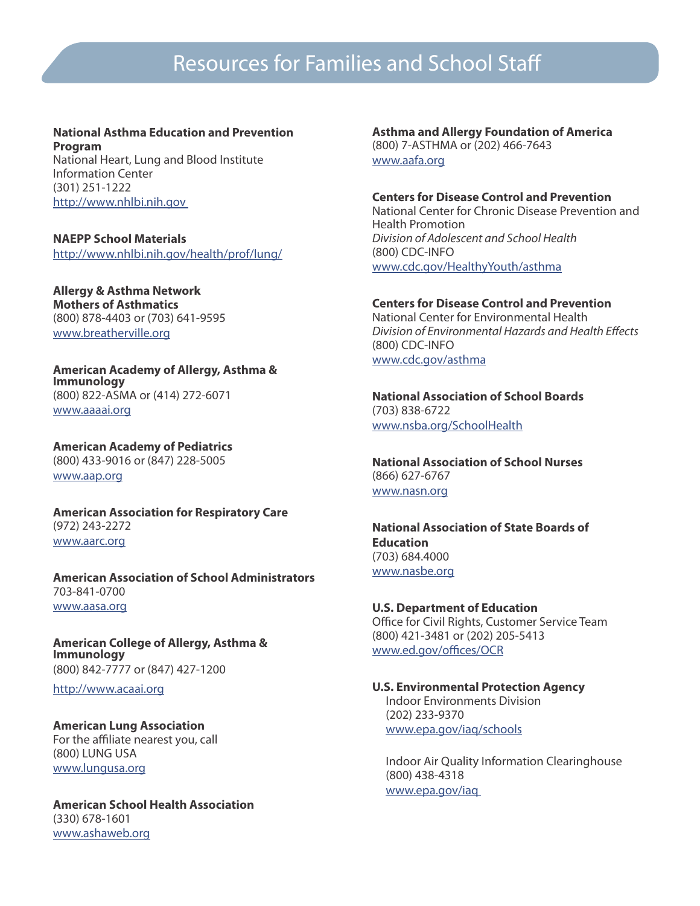# Resources for Families and School Staff

**National Asthma Education and Prevention Program**
National Heart, Lung and Blood Institute
Information Center
(301) 251-1222
http://www.nhlbi.nih.gov

**NAEPP School Materials**
http://www.nhlbi.nih.gov/health/prof/lung/

**Allergy & Asthma Network**
**Mothers of Asthmatics**
(800) 878-4403 or (703) 641-9595
www.breatherville.org

**American Academy of Allergy, Asthma & Immunology**
(800) 822-ASMA or (414) 272-6071
www.aaaai.org

**American Academy of Pediatrics**
(800) 433-9016 or (847) 228-5005
www.aap.org

**American Association for Respiratory Care**
(972) 243-2272
www.aarc.org

**American Association of School Administrators**
703-841-0700
www.aasa.org

**American College of Allergy, Asthma & Immunology**
(800) 842-7777 or (847) 427-1200
http://www.acaai.org

**American Lung Association**
For the affiliate nearest you, call
(800) LUNG USA
www.lungusa.org

**American School Health Association**
(330) 678-1601
www.ashaweb.org

**Asthma and Allergy Foundation of America**
(800) 7-ASTHMA or (202) 466-7643
www.aafa.org

**Centers for Disease Control and Prevention**
National Center for Chronic Disease Prevention and Health Promotion
*Division of Adolescent and School Health*
(800) CDC-INFO
www.cdc.gov/HealthyYouth/asthma

**Centers for Disease Control and Prevention**
National Center for Environmental Health
*Division of Environmental Hazards and Health Effects*
(800) CDC-INFO
www.cdc.gov/asthma

**National Association of School Boards**
(703) 838-6722
www.nsba.org/SchoolHealth

**National Association of School Nurses**
(866) 627-6767
www.nasn.org

**National Association of State Boards of Education**
(703) 684.4000
www.nasbe.org

**U.S. Department of Education**
Office for Civil Rights, Customer Service Team
(800) 421-3481 or (202) 205-5413
www.ed.gov/offices/OCR

**U.S. Environmental Protection Agency**
Indoor Environments Division
(202) 233-9370
www.epa.gov/iaq/schools

Indoor Air Quality Information Clearinghouse
(800) 438-4318
www.epa.gov/iaq